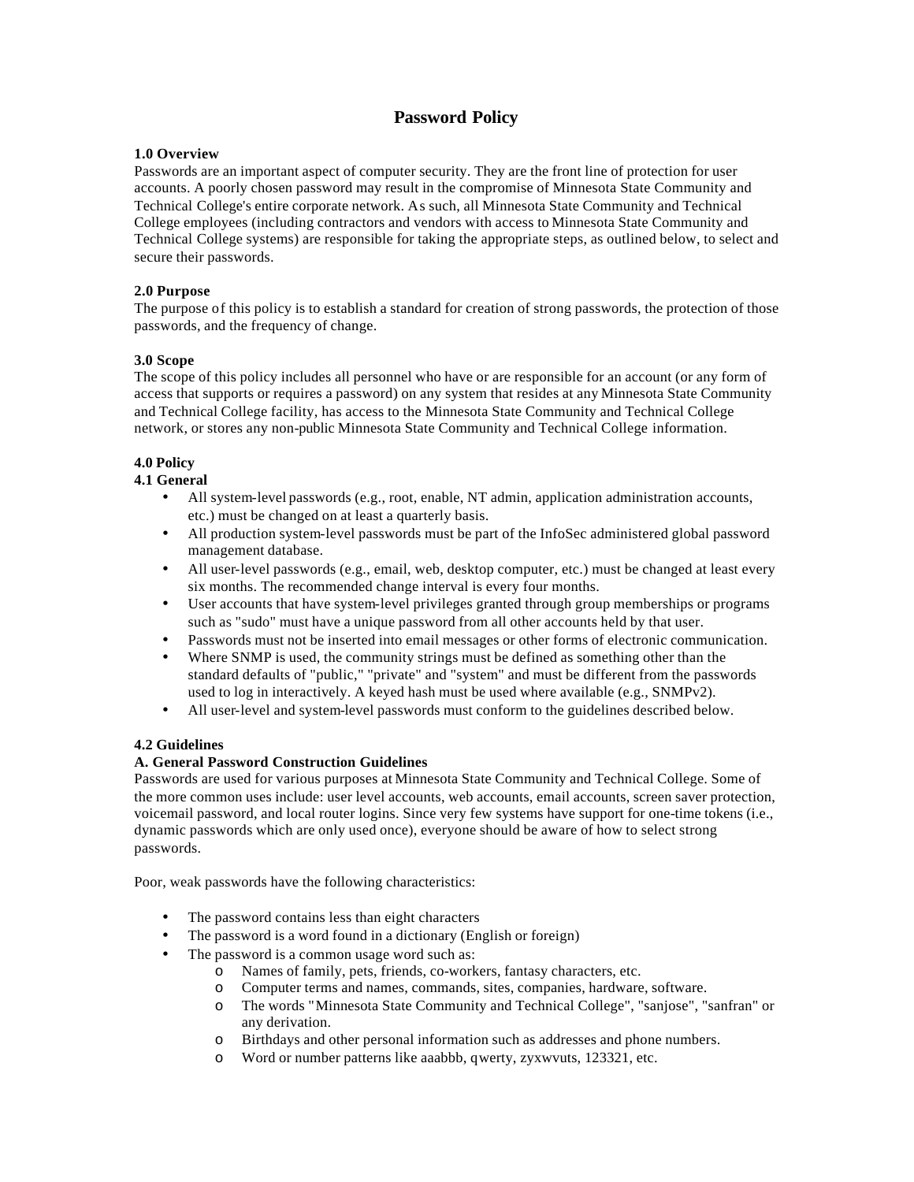# Password Policy

## 1.0 Overview

Passwords are an important aspect of computer security. They are the front line of protection for user accounts. A poorly chosen password may result in the compromise of Minnesota State Community and Technical College's entire corporate network. As such, all Minnesota State Community and Technical College employees (including contractors and vendors with access to Minnesota State Community and Technical College systems) are responsible for taking the appropriate steps, as outlined below, to select and secure their passwords.

## 2.0 Purpose

The purpose of this policy is to establish a standard for creation of strong passwords, the protection of those passwords, and the frequency of change.

## 3.0 Scope

The scope of this policy includes all personnel who have or are responsible for an account (or any form of access that supports or requires a password) on any system that resides at any Minnesota State Community and Technical College facility, has access to the Minnesota State Community and Technical College network, or stores any non-public Minnesota State Community and Technical College information.

## 4.0 Policy

### 4.1 General

- All system-level passwords (e.g., root, enable, NT admin, application administration accounts, etc.) must be changed on at least a quarterly basis.
- All production system-level passwords must be part of the InfoSec administered global password management database.
- All user-level passwords (e.g., email, web, desktop computer, etc.) must be changed at least every six months. The recommended change interval is every four months.
- User accounts that have system-level privileges granted through group memberships or programs such as "sudo" must have a unique password from all other accounts held by that user.
- Passwords must not be inserted into email messages or other forms of electronic communication.
- Where SNMP is used, the community strings must be defined as something other than the standard defaults of "public," "private" and "system" and must be different from the passwords used to log in interactively. A keyed hash must be used where available (e.g., SNMPv2).
- All user-level and system-level passwords must conform to the guidelines described below.

### 4.2 Guidelines

**A. General Password Construction Guidelines**

Passwords are used for various purposes at Minnesota State Community and Technical College. Some of the more common uses include: user level accounts, web accounts, email accounts, screen saver protection, voicemail password, and local router logins. Since very few systems have support for one-time tokens (i.e., dynamic passwords which are only used once), everyone should be aware of how to select strong passwords.

Poor, weak passwords have the following characteristics:

- The password contains less than eight characters
- The password is a word found in a dictionary (English or foreign)
- The password is a common usage word such as:
  - Names of family, pets, friends, co-workers, fantasy characters, etc.
  - Computer terms and names, commands, sites, companies, hardware, software.
  - The words "Minnesota State Community and Technical College", "sanjose", "sanfran" or any derivation.
  - Birthdays and other personal information such as addresses and phone numbers.
  - Word or number patterns like aaabbb, qwerty, zyxwvuts, 123321, etc.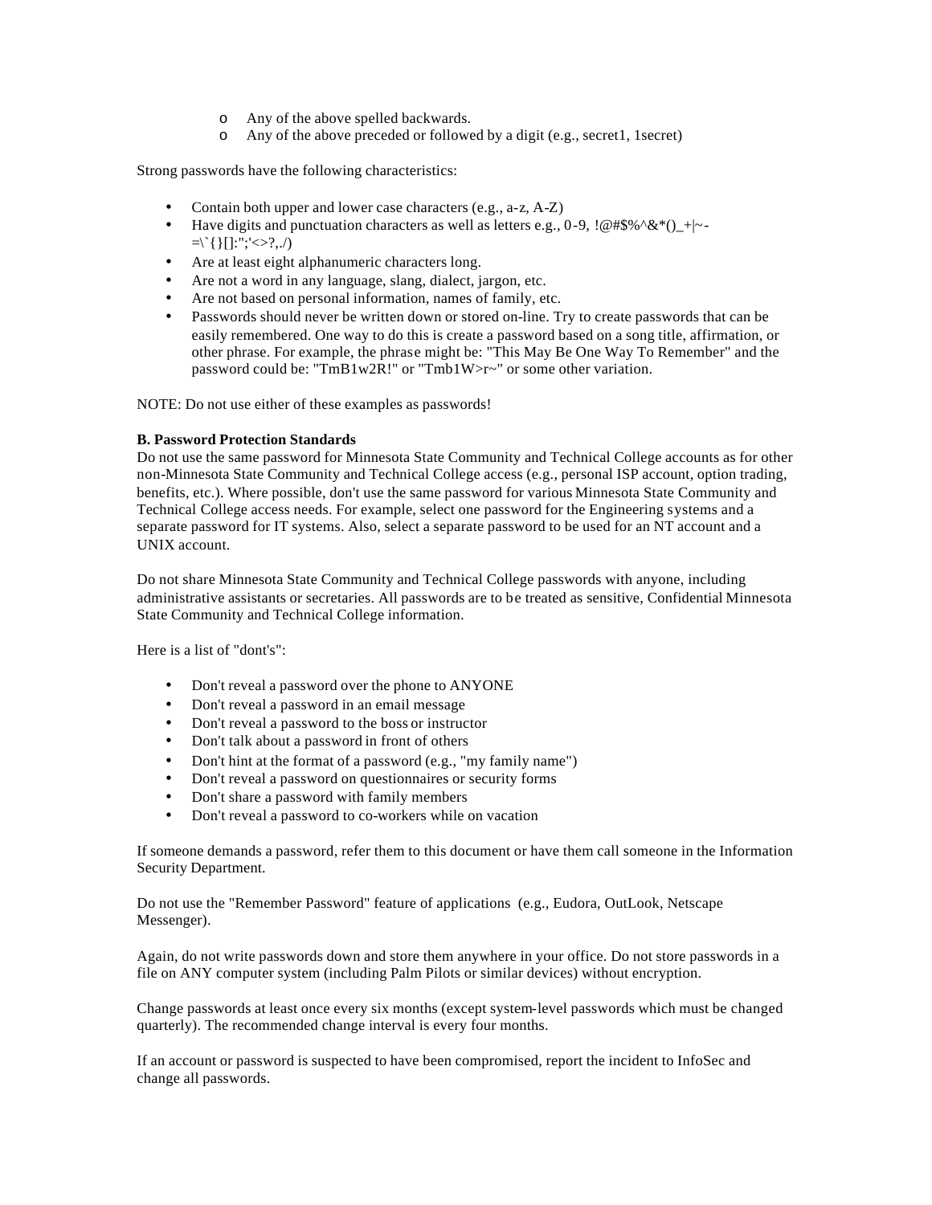- Any of the above spelled backwards.
- Any of the above preceded or followed by a digit (e.g., secret1, 1secret)

Strong passwords have the following characteristics:

- Contain both upper and lower case characters (e.g., a-z, A-Z)
- Have digits and punctuation characters as well as letters e.g., 0-9, !@#$%^&*()_+|~-=\`{}[]:";'<>?,./)
- Are at least eight alphanumeric characters long.
- Are not a word in any language, slang, dialect, jargon, etc.
- Are not based on personal information, names of family, etc.
- Passwords should never be written down or stored on-line. Try to create passwords that can be easily remembered. One way to do this is create a password based on a song title, affirmation, or other phrase. For example, the phrase might be: "This May Be One Way To Remember" and the password could be: "TmB1w2R!" or "Tmb1W>r~" or some other variation.

NOTE: Do not use either of these examples as passwords!

**B. Password Protection Standards**

Do not use the same password for Minnesota State Community and Technical College accounts as for other non-Minnesota State Community and Technical College access (e.g., personal ISP account, option trading, benefits, etc.). Where possible, don't use the same password for various Minnesota State Community and Technical College access needs. For example, select one password for the Engineering systems and a separate password for IT systems. Also, select a separate password to be used for an NT account and a UNIX account.

Do not share Minnesota State Community and Technical College passwords with anyone, including administrative assistants or secretaries. All passwords are to be treated as sensitive, Confidential Minnesota State Community and Technical College information.

Here is a list of "dont's":

- Don't reveal a password over the phone to ANYONE
- Don't reveal a password in an email message
- Don't reveal a password to the boss or instructor
- Don't talk about a password in front of others
- Don't hint at the format of a password (e.g., "my family name")
- Don't reveal a password on questionnaires or security forms
- Don't share a password with family members
- Don't reveal a password to co-workers while on vacation

If someone demands a password, refer them to this document or have them call someone in the Information Security Department.

Do not use the "Remember Password" feature of applications (e.g., Eudora, OutLook, Netscape Messenger).

Again, do not write passwords down and store them anywhere in your office. Do not store passwords in a file on ANY computer system (including Palm Pilots or similar devices) without encryption.

Change passwords at least once every six months (except system-level passwords which must be changed quarterly). The recommended change interval is every four months.

If an account or password is suspected to have been compromised, report the incident to InfoSec and change all passwords.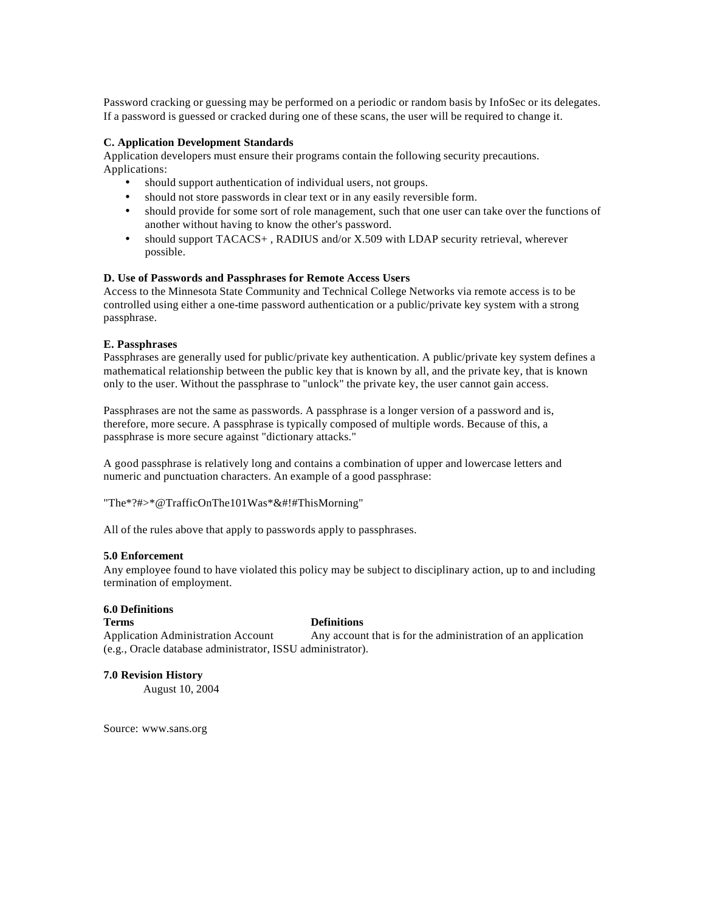Password cracking or guessing may be performed on a periodic or random basis by InfoSec or its delegates. If a password is guessed or cracked during one of these scans, the user will be required to change it.

**C. Application Development Standards**
Application developers must ensure their programs contain the following security precautions. Applications:

- should support authentication of individual users, not groups.
- should not store passwords in clear text or in any easily reversible form.
- should provide for some sort of role management, such that one user can take over the functions of another without having to know the other's password.
- should support TACACS+ , RADIUS and/or X.509 with LDAP security retrieval, wherever possible.

**D. Use of Passwords and Passphrases for Remote Access Users**
Access to the Minnesota State Community and Technical College Networks via remote access is to be controlled using either a one-time password authentication or a public/private key system with a strong passphrase.

**E. Passphrases**
Passphrases are generally used for public/private key authentication. A public/private key system defines a mathematical relationship between the public key that is known by all, and the private key, that is known only to the user. Without the passphrase to "unlock" the private key, the user cannot gain access.

Passphrases are not the same as passwords. A passphrase is a longer version of a password and is, therefore, more secure. A passphrase is typically composed of multiple words. Because of this, a passphrase is more secure against "dictionary attacks."

A good passphrase is relatively long and contains a combination of upper and lowercase letters and numeric and punctuation characters. An example of a good passphrase:

"The*?#>*@TrafficOnThe101Was*&#!#ThisMorning"

All of the rules above that apply to passwords apply to passphrases.

**5.0 Enforcement**
Any employee found to have violated this policy may be subject to disciplinary action, up to and including termination of employment.

**6.0 Definitions**

| Terms | Definitions |
|---|---|
| Application Administration Account | Any account that is for the administration of an application (e.g., Oracle database administrator, ISSU administrator). |

**7.0 Revision History**

August 10, 2004

Source: www.sans.org